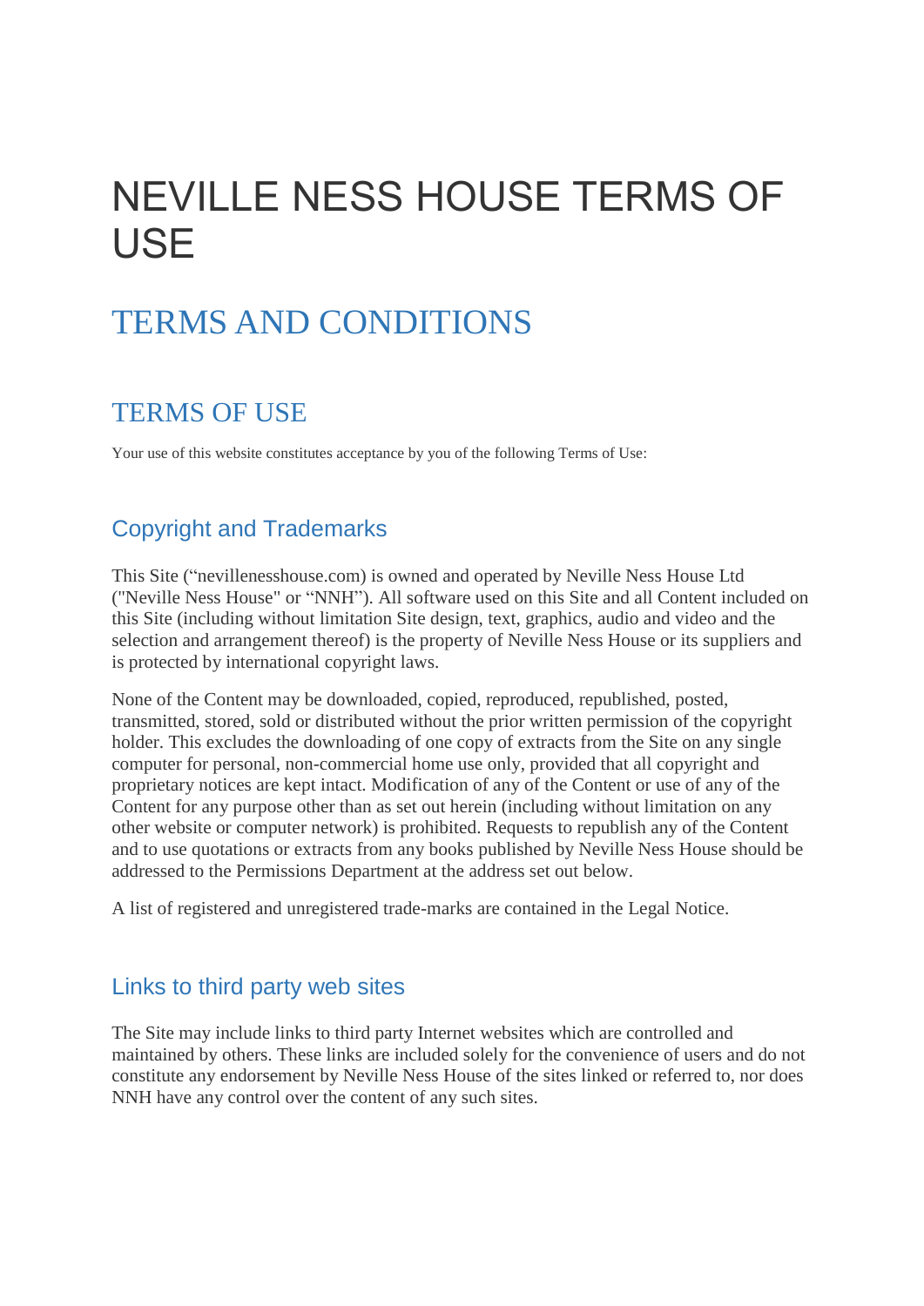# NEVILLE NESS HOUSE TERMS OF USE

## TERMS AND CONDITIONS

## TERMS OF USE

Your use of this website constitutes acceptance by you of the following Terms of Use:

### Copyright and Trademarks

This Site ("nevillenesshouse.com) is owned and operated by Neville Ness House Ltd ("Neville Ness House" or "NNH"). All software used on this Site and all Content included on this Site (including without limitation Site design, text, graphics, audio and video and the selection and arrangement thereof) is the property of Neville Ness House or its suppliers and is protected by international copyright laws.

None of the Content may be downloaded, copied, reproduced, republished, posted, transmitted, stored, sold or distributed without the prior written permission of the copyright holder. This excludes the downloading of one copy of extracts from the Site on any single computer for personal, non-commercial home use only, provided that all copyright and proprietary notices are kept intact. Modification of any of the Content or use of any of the Content for any purpose other than as set out herein (including without limitation on any other website or computer network) is prohibited. Requests to republish any of the Content and to use quotations or extracts from any books published by Neville Ness House should be addressed to the Permissions Department at the address set out below.

A list of registered and unregistered trade-marks are contained in the Legal Notice.

### Links to third party web sites

The Site may include links to third party Internet websites which are controlled and maintained by others. These links are included solely for the convenience of users and do not constitute any endorsement by Neville Ness House of the sites linked or referred to, nor does NNH have any control over the content of any such sites.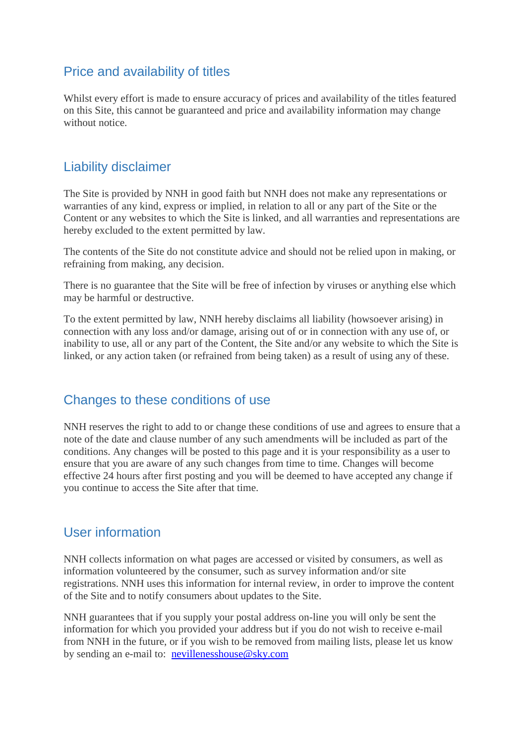## Price and availability of titles

Whilst every effort is made to ensure accuracy of prices and availability of the titles featured on this Site, this cannot be guaranteed and price and availability information may change without notice.

## Liability disclaimer

The Site is provided by NNH in good faith but NNH does not make any representations or warranties of any kind, express or implied, in relation to all or any part of the Site or the Content or any websites to which the Site is linked, and all warranties and representations are hereby excluded to the extent permitted by law.

The contents of the Site do not constitute advice and should not be relied upon in making, or refraining from making, any decision.

There is no guarantee that the Site will be free of infection by viruses or anything else which may be harmful or destructive.

To the extent permitted by law, NNH hereby disclaims all liability (howsoever arising) in connection with any loss and/or damage, arising out of or in connection with any use of, or inability to use, all or any part of the Content, the Site and/or any website to which the Site is linked, or any action taken (or refrained from being taken) as a result of using any of these.

## Changes to these conditions of use

NNH reserves the right to add to or change these conditions of use and agrees to ensure that a note of the date and clause number of any such amendments will be included as part of the conditions. Any changes will be posted to this page and it is your responsibility as a user to ensure that you are aware of any such changes from time to time. Changes will become effective 24 hours after first posting and you will be deemed to have accepted any change if you continue to access the Site after that time.

## User information

NNH collects information on what pages are accessed or visited by consumers, as well as information volunteered by the consumer, such as survey information and/or site registrations. NNH uses this information for internal review, in order to improve the content of the Site and to notify consumers about updates to the Site.

NNH guarantees that if you supply your postal address on-line you will only be sent the information for which you provided your address but if you do not wish to receive e-mail from NNH in the future, or if you wish to be removed from mailing lists, please let us know by sending an e-mail to: [nevillenesshouse@sky.com](mailto:nevillenesshouse@sky.com)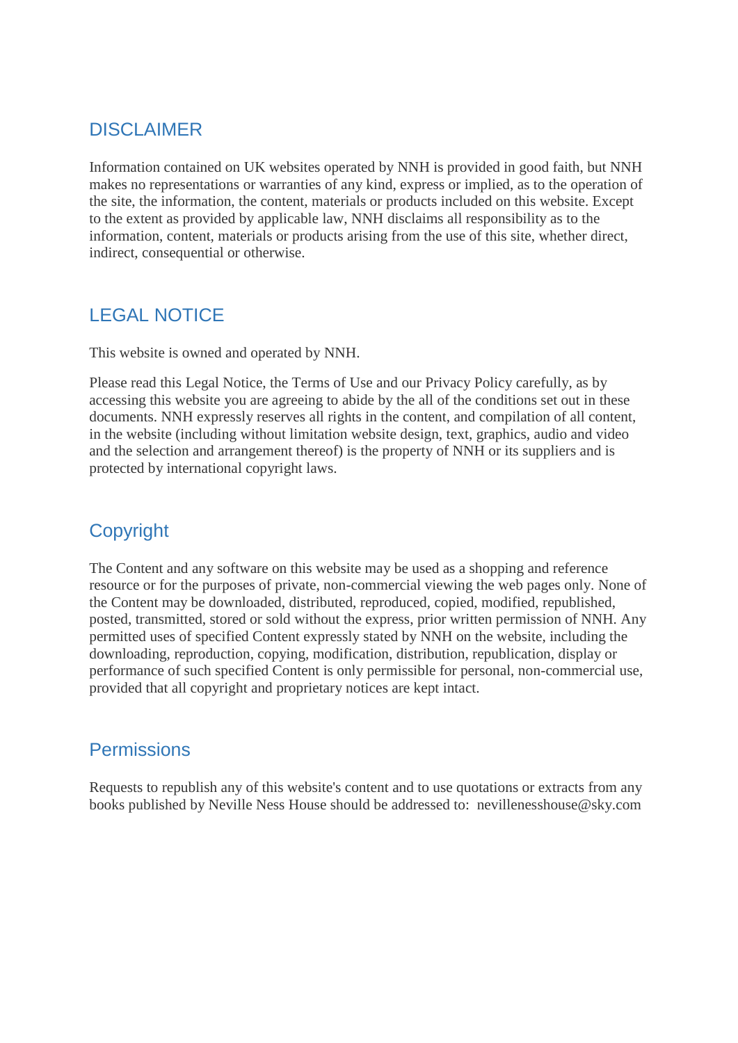## DISCLAIMER

Information contained on UK websites operated by NNH is provided in good faith, but NNH makes no representations or warranties of any kind, express or implied, as to the operation of the site, the information, the content, materials or products included on this website. Except to the extent as provided by applicable law, NNH disclaims all responsibility as to the information, content, materials or products arising from the use of this site, whether direct, indirect, consequential or otherwise.

## LEGAL NOTICE

This website is owned and operated by NNH.

Please read this Legal Notice, the Terms of Use and our Privacy Policy carefully, as by accessing this website you are agreeing to abide by the all of the conditions set out in these documents. NNH expressly reserves all rights in the content, and compilation of all content, in the website (including without limitation website design, text, graphics, audio and video and the selection and arrangement thereof) is the property of NNH or its suppliers and is protected by international copyright laws.

## Copyright

The Content and any software on this website may be used as a shopping and reference resource or for the purposes of private, non-commercial viewing the web pages only. None of the Content may be downloaded, distributed, reproduced, copied, modified, republished, posted, transmitted, stored or sold without the express, prior written permission of NNH. Any permitted uses of specified Content expressly stated by NNH on the website, including the downloading, reproduction, copying, modification, distribution, republication, display or performance of such specified Content is only permissible for personal, non-commercial use, provided that all copyright and proprietary notices are kept intact.

## Permissions

Requests to republish any of this website's content and to use quotations or extracts from any books published by Neville Ness House should be addressed to: nevillenesshouse@sky.com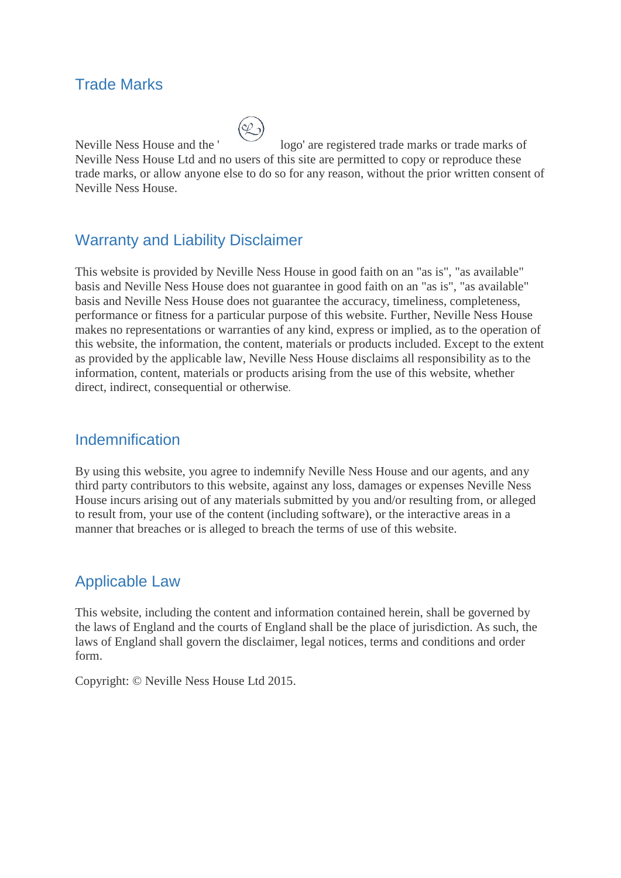## Trade Marks

Neville Ness House and the ' logo' are registered trade marks or trade marks of Neville Ness House Ltd and no users of this site are permitted to copy or reproduce these trade marks, or allow anyone else to do so for any reason, without the prior written consent of Neville Ness House.

## Warranty and Liability Disclaimer

This website is provided by Neville Ness House in good faith on an "as is", "as available" basis and Neville Ness House does not guarantee in good faith on an "as is", "as available" basis and Neville Ness House does not guarantee the accuracy, timeliness, completeness, performance or fitness for a particular purpose of this website. Further, Neville Ness House makes no representations or warranties of any kind, express or implied, as to the operation of this website, the information, the content, materials or products included. Except to the extent as provided by the applicable law, Neville Ness House disclaims all responsibility as to the information, content, materials or products arising from the use of this website, whether direct, indirect, consequential or otherwise.

## Indemnification

By using this website, you agree to indemnify Neville Ness House and our agents, and any third party contributors to this website, against any loss, damages or expenses Neville Ness House incurs arising out of any materials submitted by you and/or resulting from, or alleged to result from, your use of the content (including software), or the interactive areas in a manner that breaches or is alleged to breach the terms of use of this website.

## Applicable Law

This website, including the content and information contained herein, shall be governed by the laws of England and the courts of England shall be the place of jurisdiction. As such, the laws of England shall govern the disclaimer, legal notices, terms and conditions and order form.

Copyright: © Neville Ness House Ltd 2015.